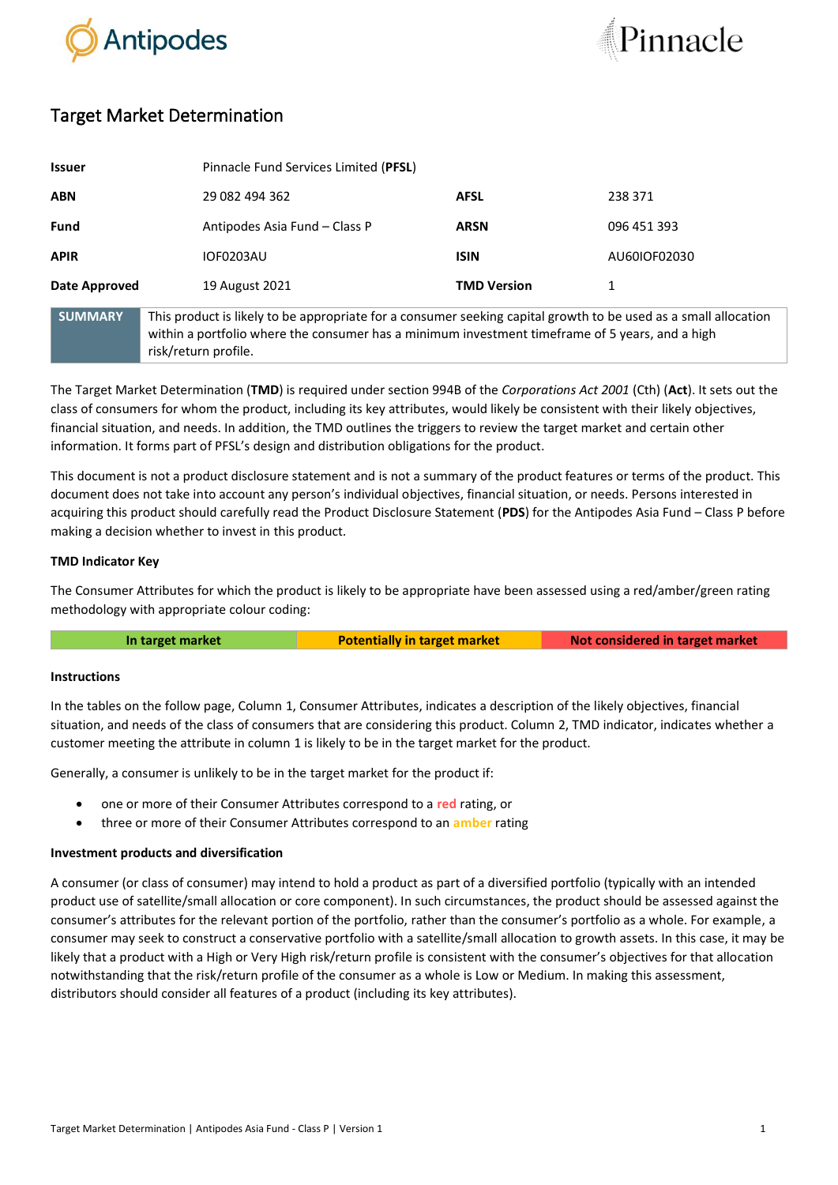# Target Market Determination

| | | | |
|---|---|---|---|
| **Issuer** | Pinnacle Fund Services Limited (**PFSL**) | | |
| **ABN** | 29 082 494 362 | **AFSL** | 238 371 |
| **Fund** | Antipodes Asia Fund – Class P | **ARSN** | 096 451 393 |
| **APIR** | IOF0203AU | **ISIN** | AU60IOF02030 |
| **Date Approved** | 19 August 2021 | **TMD Version** | 1 |

| **SUMMARY** | This product is likely to be appropriate for a consumer seeking capital growth to be used as a small allocation within a portfolio where the consumer has a minimum investment timeframe of 5 years, and a high risk/return profile. |
|---|---|

The Target Market Determination (**TMD**) is required under section 994B of the *Corporations Act 2001* (Cth) (**Act**). It sets out the class of consumers for whom the product, including its key attributes, would likely be consistent with their likely objectives, financial situation, and needs. In addition, the TMD outlines the triggers to review the target market and certain other information. It forms part of PFSL's design and distribution obligations for the product.

This document is not a product disclosure statement and is not a summary of the product features or terms of the product. This document does not take into account any person's individual objectives, financial situation, or needs. Persons interested in acquiring this product should carefully read the Product Disclosure Statement (**PDS**) for the Antipodes Asia Fund – Class P before making a decision whether to invest in this product.

**TMD Indicator Key**

The Consumer Attributes for which the product is likely to be appropriate have been assessed using a red/amber/green rating methodology with appropriate colour coding:

| In target market | Potentially in target market | Not considered in target market |
|---|---|---|

**Instructions**

In the tables on the follow page, Column 1, Consumer Attributes, indicates a description of the likely objectives, financial situation, and needs of the class of consumers that are considering this product. Column 2, TMD indicator, indicates whether a customer meeting the attribute in column 1 is likely to be in the target market for the product.

Generally, a consumer is unlikely to be in the target market for the product if:

- one or more of their Consumer Attributes correspond to a **red** rating, or
- three or more of their Consumer Attributes correspond to an **amber** rating

**Investment products and diversification**

A consumer (or class of consumer) may intend to hold a product as part of a diversified portfolio (typically with an intended product use of satellite/small allocation or core component). In such circumstances, the product should be assessed against the consumer's attributes for the relevant portion of the portfolio, rather than the consumer's portfolio as a whole. For example, a consumer may seek to construct a conservative portfolio with a satellite/small allocation to growth assets. In this case, it may be likely that a product with a High or Very High risk/return profile is consistent with the consumer's objectives for that allocation notwithstanding that the risk/return profile of the consumer as a whole is Low or Medium. In making this assessment, distributors should consider all features of a product (including its key attributes).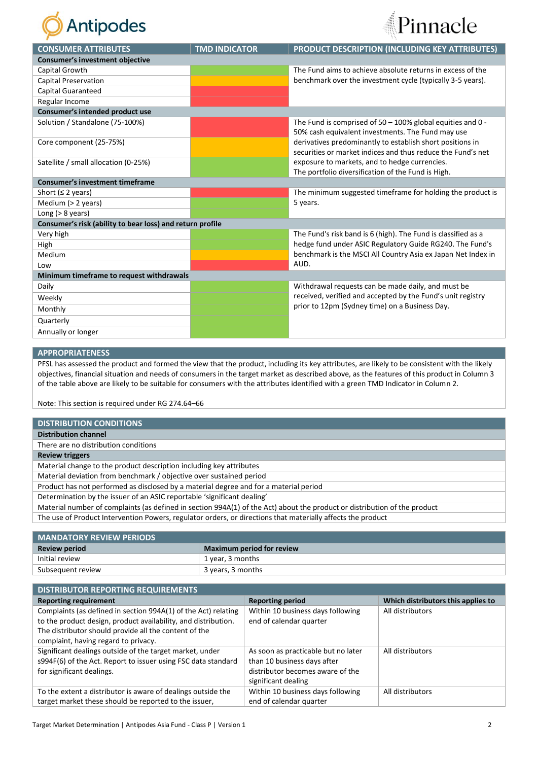| CONSUMER ATTRIBUTES | TMD INDICATOR | PRODUCT DESCRIPTION (INCLUDING KEY ATTRIBUTES) |
| --- | --- | --- |
| **Consumer's investment objective** | | |
| Capital Growth | Green | The Fund aims to achieve absolute returns in excess of the benchmark over the investment cycle (typically 3-5 years). |
| Capital Preservation | Amber | |
| Capital Guaranteed | Red | |
| Regular Income | Red | |
| **Consumer's intended product use** | | |
| Solution / Standalone (75-100%) | Red | The Fund is comprised of 50 – 100% global equities and 0 - 50% cash equivalent investments. The Fund may use derivatives predominantly to establish short positions in securities or market indices and thus reduce the Fund's net exposure to markets, and to hedge currencies. The portfolio diversification of the Fund is High. |
| Core component (25-75%) | Amber | |
| Satellite / small allocation (0-25%) | Green | |
| **Consumer's investment timeframe** | | |
| Short (≤ 2 years) | Red | The minimum suggested timeframe for holding the product is 5 years. |
| Medium (> 2 years) | Green | |
| Long (> 8 years) | Green | |
| **Consumer's risk (ability to bear loss) and return profile** | | |
| Very high | Green | The Fund's risk band is 6 (high). The Fund is classified as a hedge fund under ASIC Regulatory Guide RG240. The Fund's benchmark is the MSCI All Country Asia ex Japan Net Index in AUD. |
| High | Green | |
| Medium | Amber | |
| Low | Red | |
| **Minimum timeframe to request withdrawals** | | |
| Daily | Green | Withdrawal requests can be made daily, and must be received, verified and accepted by the Fund's unit registry prior to 12pm (Sydney time) on a Business Day. |
| Weekly | Green | |
| Monthly | Green | |
| Quarterly | Green | |
| Annually or longer | Green | |

## APPROPRIATENESS

PFSL has assessed the product and formed the view that the product, including its key attributes, are likely to be consistent with the likely objectives, financial situation and needs of consumers in the target market as described above, as the features of this product in Column 3 of the table above are likely to be suitable for consumers with the attributes identified with a green TMD Indicator in Column 2.

Note: This section is required under RG 274.64–66

## DISTRIBUTION CONDITIONS

| **Distribution channel** |
| --- |
| There are no distribution conditions |
| **Review triggers** |
| Material change to the product description including key attributes |
| Material deviation from benchmark / objective over sustained period |
| Product has not performed as disclosed by a material degree and for a material period |
| Determination by the issuer of an ASIC reportable 'significant dealing' |
| Material number of complaints (as defined in section 994A(1) of the Act) about the product or distribution of the product |
| The use of Product Intervention Powers, regulator orders, or directions that materially affects the product |

## MANDATORY REVIEW PERIODS

| Review period | Maximum period for review |
| --- | --- |
| Initial review | 1 year, 3 months |
| Subsequent review | 3 years, 3 months |

## DISTRIBUTOR REPORTING REQUIREMENTS

| Reporting requirement | Reporting period | Which distributors this applies to |
| --- | --- | --- |
| Complaints (as defined in section 994A(1) of the Act) relating to the product design, product availability, and distribution. The distributor should provide all the content of the complaint, having regard to privacy. | Within 10 business days following end of calendar quarter | All distributors |
| Significant dealings outside of the target market, under s994F(6) of the Act. Report to issuer using FSC data standard for significant dealings. | As soon as practicable but no later than 10 business days after distributor becomes aware of the significant dealing | All distributors |
| To the extent a distributor is aware of dealings outside the target market these should be reported to the issuer, | Within 10 business days following end of calendar quarter | All distributors |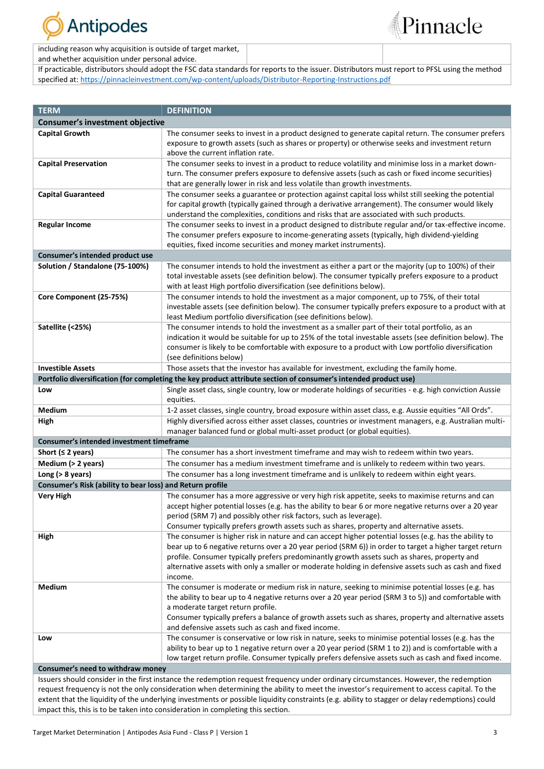| including reason why acquisition is outside of target market, and whether acquisition under personal advice. | | |
|---|---|---|

If practicable, distributors should adopt the FSC data standards for reports to the issuer. Distributors must report to PFSL using the method specified at: https://pinnacleinvestment.com/wp-content/uploads/Distributor-Reporting-Instructions.pdf

| TERM | DEFINITION |
|---|---|
| **Consumer's investment objective** | |
| **Capital Growth** | The consumer seeks to invest in a product designed to generate capital return. The consumer prefers exposure to growth assets (such as shares or property) or otherwise seeks and investment return above the current inflation rate. |
| **Capital Preservation** | The consumer seeks to invest in a product to reduce volatility and minimise loss in a market down-turn. The consumer prefers exposure to defensive assets (such as cash or fixed income securities) that are generally lower in risk and less volatile than growth investments. |
| **Capital Guaranteed** | The consumer seeks a guarantee or protection against capital loss whilst still seeking the potential for capital growth (typically gained through a derivative arrangement). The consumer would likely understand the complexities, conditions and risks that are associated with such products. |
| **Regular Income** | The consumer seeks to invest in a product designed to distribute regular and/or tax-effective income. The consumer prefers exposure to income-generating assets (typically, high dividend-yielding equities, fixed income securities and money market instruments). |
| **Consumer's intended product use** | |
| **Solution / Standalone (75-100%)** | The consumer intends to hold the investment as either a part or the majority (up to 100%) of their total investable assets (see definition below). The consumer typically prefers exposure to a product with at least High portfolio diversification (see definitions below). |
| **Core Component (25-75%)** | The consumer intends to hold the investment as a major component, up to 75%, of their total investable assets (see definition below). The consumer typically prefers exposure to a product with at least Medium portfolio diversification (see definitions below). |
| **Satellite (<25%)** | The consumer intends to hold the investment as a smaller part of their total portfolio, as an indication it would be suitable for up to 25% of the total investable assets (see definition below). The consumer is likely to be comfortable with exposure to a product with Low portfolio diversification (see definitions below) |
| **Investible Assets** | Those assets that the investor has available for investment, excluding the family home. |
| **Portfolio diversification (for completing the key product attribute section of consumer's intended product use)** | |
| **Low** | Single asset class, single country, low or moderate holdings of securities - e.g. high conviction Aussie equities. |
| **Medium** | 1-2 asset classes, single country, broad exposure within asset class, e.g. Aussie equities "All Ords". |
| **High** | Highly diversified across either asset classes, countries or investment managers, e.g. Australian multi-manager balanced fund or global multi-asset product (or global equities). |
| **Consumer's intended investment timeframe** | |
| **Short (≤ 2 years)** | The consumer has a short investment timeframe and may wish to redeem within two years. |
| **Medium (> 2 years)** | The consumer has a medium investment timeframe and is unlikely to redeem within two years. |
| **Long (> 8 years)** | The consumer has a long investment timeframe and is unlikely to redeem within eight years. |
| **Consumer's Risk (ability to bear loss) and Return profile** | |
| **Very High** | The consumer has a more aggressive or very high risk appetite, seeks to maximise returns and can accept higher potential losses (e.g. has the ability to bear 6 or more negative returns over a 20 year period (SRM 7) and possibly other risk factors, such as leverage).<br>Consumer typically prefers growth assets such as shares, property and alternative assets. |
| **High** | The consumer is higher risk in nature and can accept higher potential losses (e.g. has the ability to bear up to 6 negative returns over a 20 year period (SRM 6)) in order to target a higher target return profile. Consumer typically prefers predominantly growth assets such as shares, property and alternative assets with only a smaller or moderate holding in defensive assets such as cash and fixed income. |
| **Medium** | The consumer is moderate or medium risk in nature, seeking to minimise potential losses (e.g. has the ability to bear up to 4 negative returns over a 20 year period (SRM 3 to 5)) and comfortable with a moderate target return profile.<br>Consumer typically prefers a balance of growth assets such as shares, property and alternative assets and defensive assets such as cash and fixed income. |
| **Low** | The consumer is conservative or low risk in nature, seeks to minimise potential losses (e.g. has the ability to bear up to 1 negative return over a 20 year period (SRM 1 to 2)) and is comfortable with a low target return profile. Consumer typically prefers defensive assets such as cash and fixed income. |
| **Consumer's need to withdraw money** | |
| Issuers should consider in the first instance the redemption request frequency under ordinary circumstances. However, the redemption request frequency is not the only consideration when determining the ability to meet the investor's requirement to access capital. To the extent that the liquidity of the underlying investments or possible liquidity constraints (e.g. ability to stagger or delay redemptions) could impact this, this is to be taken into consideration in completing this section. | |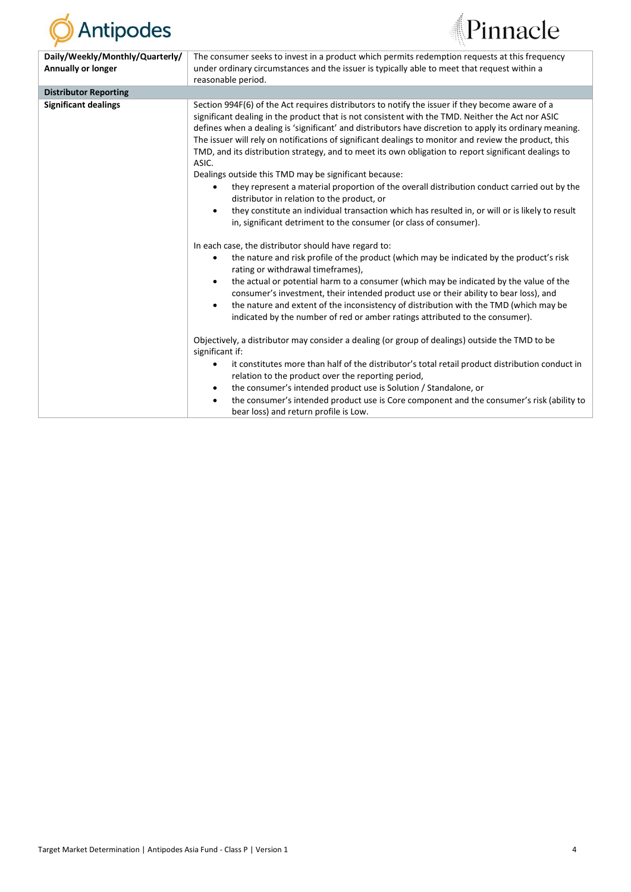| | |
|---|---|
| **Daily/Weekly/Monthly/Quarterly/ Annually or longer** | The consumer seeks to invest in a product which permits redemption requests at this frequency under ordinary circumstances and the issuer is typically able to meet that request within a reasonable period. |
| **Distributor Reporting** | |
| **Significant dealings** | Section 994F(6) of the Act requires distributors to notify the issuer if they become aware of a significant dealing in the product that is not consistent with the TMD. Neither the Act nor ASIC defines when a dealing is 'significant' and distributors have discretion to apply its ordinary meaning. The issuer will rely on notifications of significant dealings to monitor and review the product, this TMD, and its distribution strategy, and to meet its own obligation to report significant dealings to ASIC.<br>Dealings outside this TMD may be significant because:<br>• they represent a material proportion of the overall distribution conduct carried out by the distributor in relation to the product, or<br>• they constitute an individual transaction which has resulted in, or will or is likely to result in, significant detriment to the consumer (or class of consumer).<br><br>In each case, the distributor should have regard to:<br>• the nature and risk profile of the product (which may be indicated by the product's risk rating or withdrawal timeframes),<br>• the actual or potential harm to a consumer (which may be indicated by the value of the consumer's investment, their intended product use or their ability to bear loss), and<br>• the nature and extent of the inconsistency of distribution with the TMD (which may be indicated by the number of red or amber ratings attributed to the consumer).<br><br>Objectively, a distributor may consider a dealing (or group of dealings) outside the TMD to be significant if:<br>• it constitutes more than half of the distributor's total retail product distribution conduct in relation to the product over the reporting period,<br>• the consumer's intended product use is Solution / Standalone, or<br>• the consumer's intended product use is Core component and the consumer's risk (ability to bear loss) and return profile is Low. |